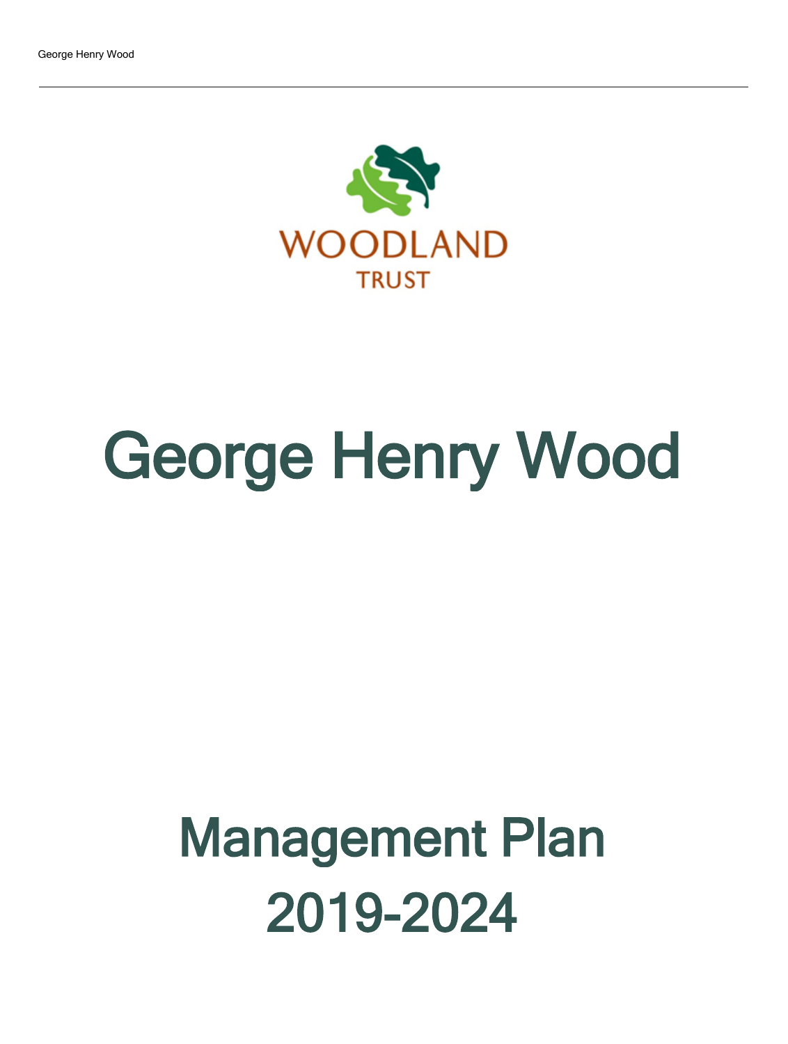WOODLAND TRUST

# George Henry Wood

## Management Plan 2019-2024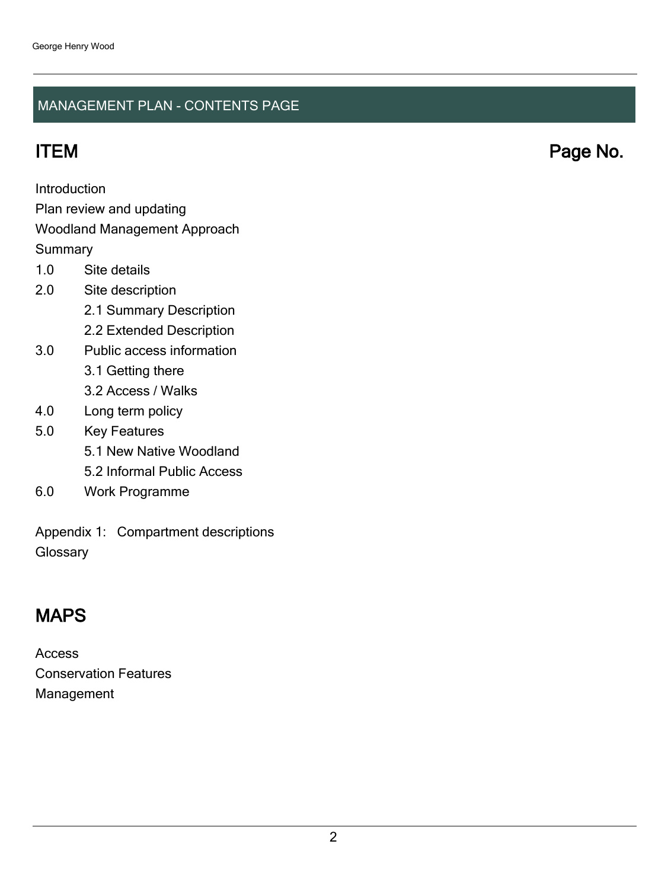## MANAGEMENT PLAN - CONTENTS PAGE

| ITEM | Page No. |
|---|---|
| Introduction | |
| Plan review and updating | |
| Woodland Management Approach | |
| Summary | |
| 1.0 Site details | |
| 2.0 Site description | |
| 2.1 Summary Description | |
| 2.2 Extended Description | |
| 3.0 Public access information | |
| 3.1 Getting there | |
| 3.2 Access / Walks | |
| 4.0 Long term policy | |
| 5.0 Key Features | |
| 5.1 New Native Woodland | |
| 5.2 Informal Public Access | |
| 6.0 Work Programme | |
| Appendix 1: Compartment descriptions | |
| Glossary | |

## MAPS

Access

Conservation Features

Management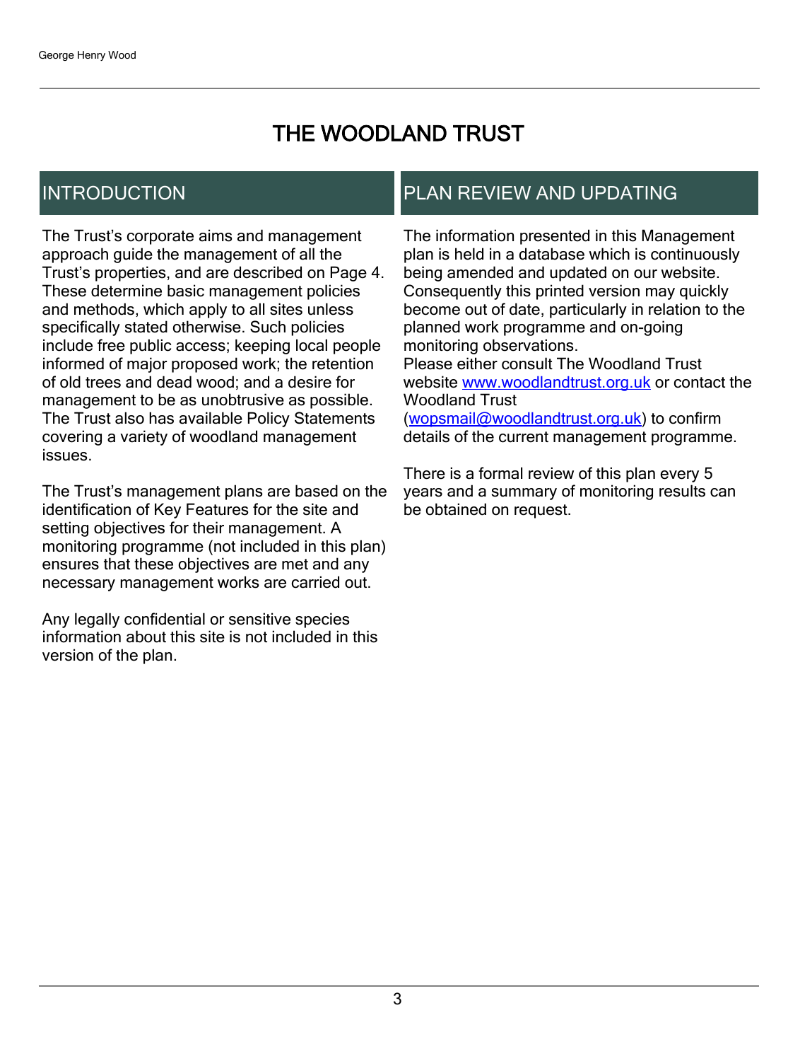# THE WOODLAND TRUST

## INTRODUCTION

The Trust's corporate aims and management approach guide the management of all the Trust's properties, and are described on Page 4. These determine basic management policies and methods, which apply to all sites unless specifically stated otherwise. Such policies include free public access; keeping local people informed of major proposed work; the retention of old trees and dead wood; and a desire for management to be as unobtrusive as possible. The Trust also has available Policy Statements covering a variety of woodland management issues.

The Trust's management plans are based on the identification of Key Features for the site and setting objectives for their management. A monitoring programme (not included in this plan) ensures that these objectives are met and any necessary management works are carried out.

Any legally confidential or sensitive species information about this site is not included in this version of the plan.

## PLAN REVIEW AND UPDATING

The information presented in this Management plan is held in a database which is continuously being amended and updated on our website. Consequently this printed version may quickly become out of date, particularly in relation to the planned work programme and on-going monitoring observations.
Please either consult The Woodland Trust website [www.woodlandtrust.org.uk](http://www.woodlandtrust.org.uk) or contact the Woodland Trust ([wopsmail@woodlandtrust.org.uk](mailto:wopsmail@woodlandtrust.org.uk)) to confirm details of the current management programme.

There is a formal review of this plan every 5 years and a summary of monitoring results can be obtained on request.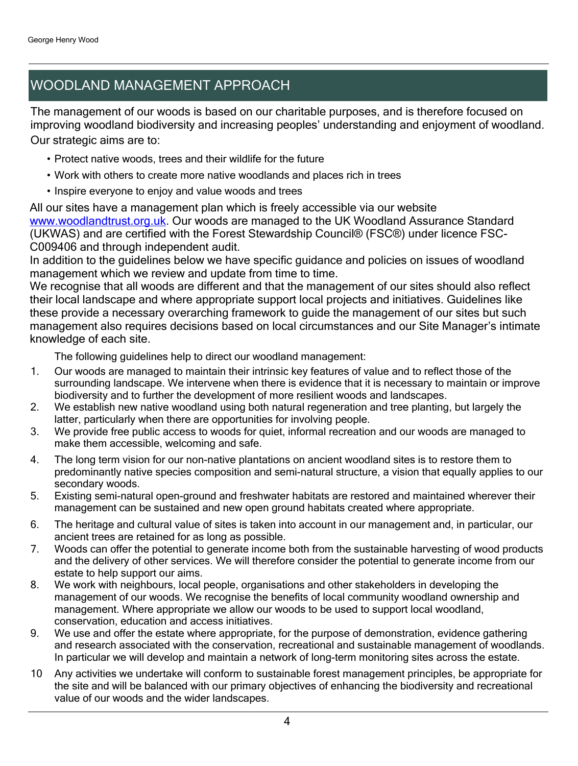## WOODLAND MANAGEMENT APPROACH

The management of our woods is based on our charitable purposes, and is therefore focused on improving woodland biodiversity and increasing peoples' understanding and enjoyment of woodland. Our strategic aims are to:

- Protect native woods, trees and their wildlife for the future
- Work with others to create more native woodlands and places rich in trees
- Inspire everyone to enjoy and value woods and trees

All our sites have a management plan which is freely accessible via our website www.woodlandtrust.org.uk. Our woods are managed to the UK Woodland Assurance Standard (UKWAS) and are certified with the Forest Stewardship Council® (FSC®) under licence FSC-C009406 and through independent audit.

In addition to the guidelines below we have specific guidance and policies on issues of woodland management which we review and update from time to time.

We recognise that all woods are different and that the management of our sites should also reflect their local landscape and where appropriate support local projects and initiatives. Guidelines like these provide a necessary overarching framework to guide the management of our sites but such management also requires decisions based on local circumstances and our Site Manager's intimate knowledge of each site.

The following guidelines help to direct our woodland management:

1. Our woods are managed to maintain their intrinsic key features of value and to reflect those of the surrounding landscape. We intervene when there is evidence that it is necessary to maintain or improve biodiversity and to further the development of more resilient woods and landscapes.
2. We establish new native woodland using both natural regeneration and tree planting, but largely the latter, particularly when there are opportunities for involving people.
3. We provide free public access to woods for quiet, informal recreation and our woods are managed to make them accessible, welcoming and safe.
4. The long term vision for our non-native plantations on ancient woodland sites is to restore them to predominantly native species composition and semi-natural structure, a vision that equally applies to our secondary woods.
5. Existing semi-natural open-ground and freshwater habitats are restored and maintained wherever their management can be sustained and new open ground habitats created where appropriate.
6. The heritage and cultural value of sites is taken into account in our management and, in particular, our ancient trees are retained for as long as possible.
7. Woods can offer the potential to generate income both from the sustainable harvesting of wood products and the delivery of other services. We will therefore consider the potential to generate income from our estate to help support our aims.
8. We work with neighbours, local people, organisations and other stakeholders in developing the management of our woods. We recognise the benefits of local community woodland ownership and management. Where appropriate we allow our woods to be used to support local woodland, conservation, education and access initiatives.
9. We use and offer the estate where appropriate, for the purpose of demonstration, evidence gathering and research associated with the conservation, recreational and sustainable management of woodlands. In particular we will develop and maintain a network of long-term monitoring sites across the estate.
10. Any activities we undertake will conform to sustainable forest management principles, be appropriate for the site and will be balanced with our primary objectives of enhancing the biodiversity and recreational value of our woods and the wider landscapes.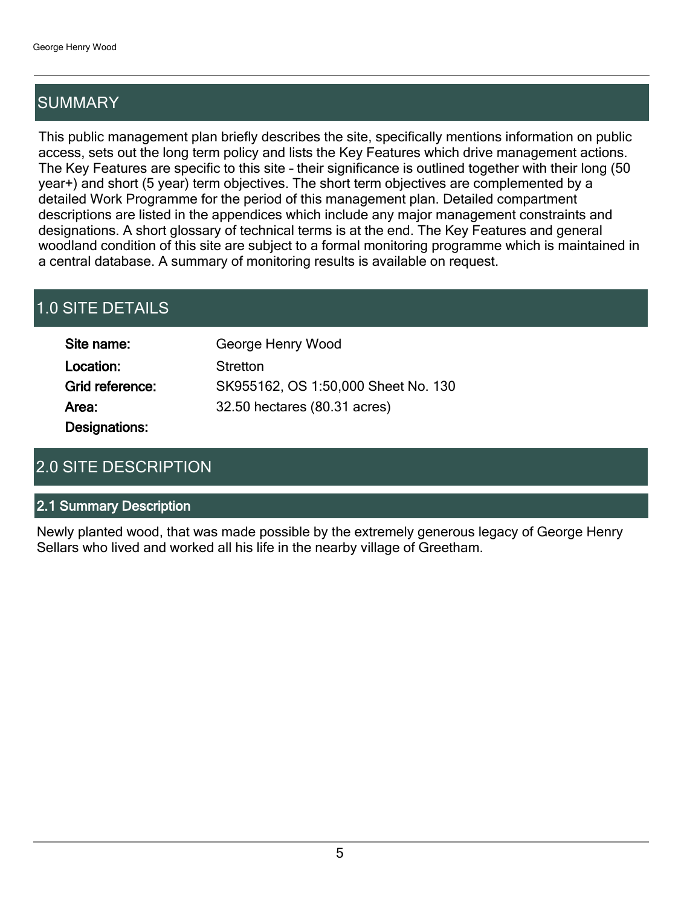## SUMMARY

This public management plan briefly describes the site, specifically mentions information on public access, sets out the long term policy and lists the Key Features which drive management actions. The Key Features are specific to this site – their significance is outlined together with their long (50 year+) and short (5 year) term objectives. The short term objectives are complemented by a detailed Work Programme for the period of this management plan. Detailed compartment descriptions are listed in the appendices which include any major management constraints and designations. A short glossary of technical terms is at the end. The Key Features and general woodland condition of this site are subject to a formal monitoring programme which is maintained in a central database. A summary of monitoring results is available on request.

## 1.0 SITE DETAILS

| | |
|---|---|
| **Site name:** | George Henry Wood |
| **Location:** | Stretton |
| **Grid reference:** | SK955162, OS 1:50,000 Sheet No. 130 |
| **Area:** | 32.50 hectares (80.31 acres) |
| **Designations:** | |

## 2.0 SITE DESCRIPTION

### 2.1 Summary Description

Newly planted wood, that was made possible by the extremely generous legacy of George Henry Sellars who lived and worked all his life in the nearby village of Greetham.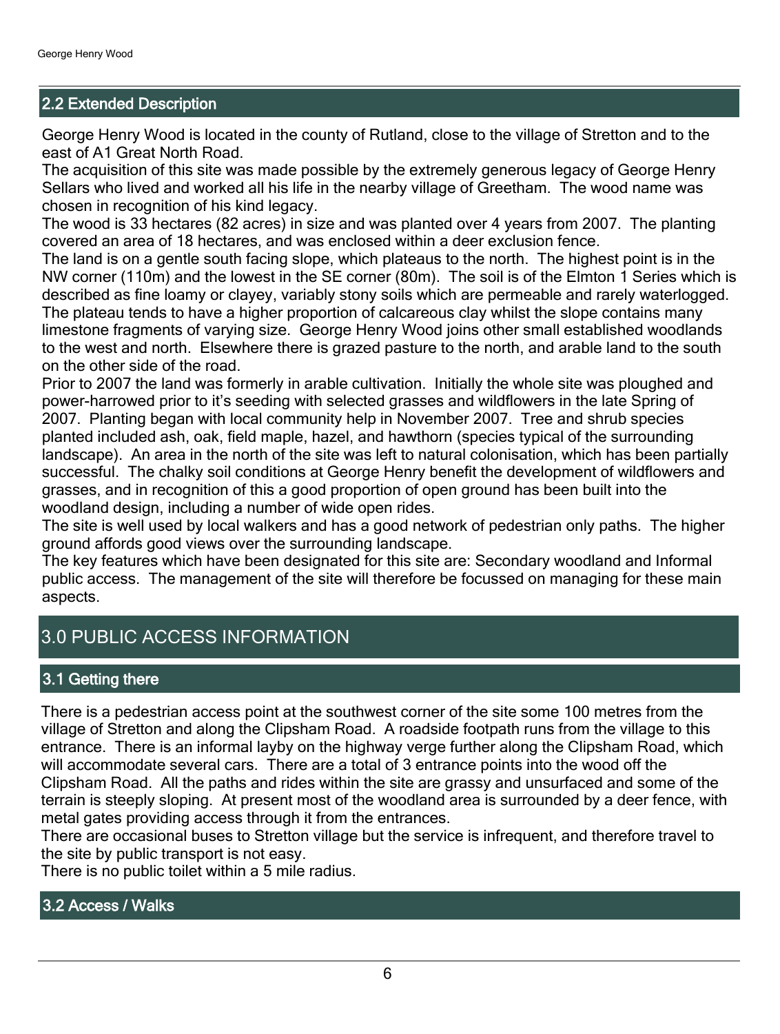## 2.2 Extended Description

George Henry Wood is located in the county of Rutland, close to the village of Stretton and to the east of A1 Great North Road.

The acquisition of this site was made possible by the extremely generous legacy of George Henry Sellars who lived and worked all his life in the nearby village of Greetham. The wood name was chosen in recognition of his kind legacy.

The wood is 33 hectares (82 acres) in size and was planted over 4 years from 2007. The planting covered an area of 18 hectares, and was enclosed within a deer exclusion fence.

The land is on a gentle south facing slope, which plateaus to the north. The highest point is in the NW corner (110m) and the lowest in the SE corner (80m). The soil is of the Elmton 1 Series which is described as fine loamy or clayey, variably stony soils which are permeable and rarely waterlogged. The plateau tends to have a higher proportion of calcareous clay whilst the slope contains many limestone fragments of varying size. George Henry Wood joins other small established woodlands to the west and north. Elsewhere there is grazed pasture to the north, and arable land to the south on the other side of the road.

Prior to 2007 the land was formerly in arable cultivation. Initially the whole site was ploughed and power-harrowed prior to it's seeding with selected grasses and wildflowers in the late Spring of 2007. Planting began with local community help in November 2007. Tree and shrub species planted included ash, oak, field maple, hazel, and hawthorn (species typical of the surrounding landscape). An area in the north of the site was left to natural colonisation, which has been partially successful. The chalky soil conditions at George Henry benefit the development of wildflowers and grasses, and in recognition of this a good proportion of open ground has been built into the woodland design, including a number of wide open rides.

The site is well used by local walkers and has a good network of pedestrian only paths. The higher ground affords good views over the surrounding landscape.

The key features which have been designated for this site are: Secondary woodland and Informal public access. The management of the site will therefore be focussed on managing for these main aspects.

# 3.0 PUBLIC ACCESS INFORMATION

## 3.1 Getting there

There is a pedestrian access point at the southwest corner of the site some 100 metres from the village of Stretton and along the Clipsham Road. A roadside footpath runs from the village to this entrance. There is an informal layby on the highway verge further along the Clipsham Road, which will accommodate several cars. There are a total of 3 entrance points into the wood off the Clipsham Road. All the paths and rides within the site are grassy and unsurfaced and some of the terrain is steeply sloping. At present most of the woodland area is surrounded by a deer fence, with metal gates providing access through it from the entrances.

There are occasional buses to Stretton village but the service is infrequent, and therefore travel to the site by public transport is not easy.

There is no public toilet within a 5 mile radius.

## 3.2 Access / Walks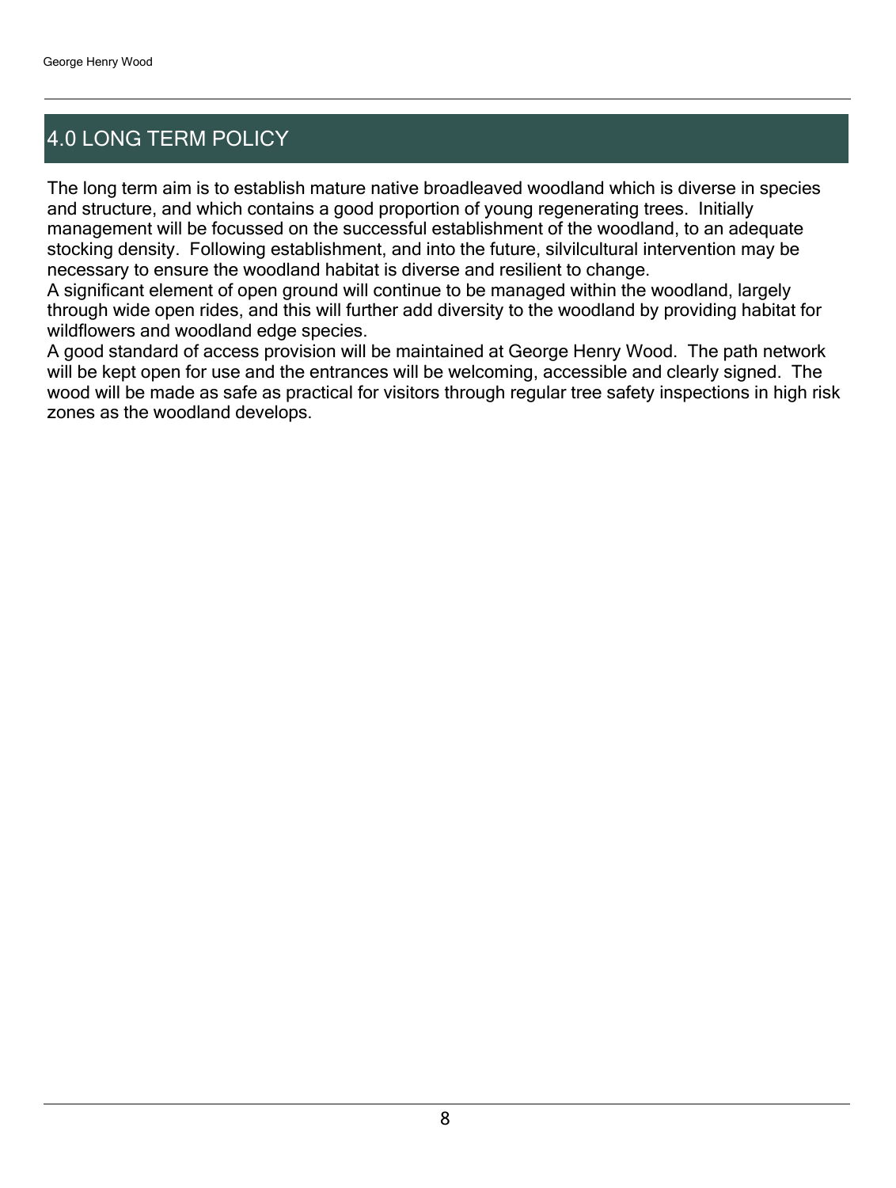## 4.0 LONG TERM POLICY

The long term aim is to establish mature native broadleaved woodland which is diverse in species and structure, and which contains a good proportion of young regenerating trees. Initially management will be focussed on the successful establishment of the woodland, to an adequate stocking density. Following establishment, and into the future, silvilcultural intervention may be necessary to ensure the woodland habitat is diverse and resilient to change.

A significant element of open ground will continue to be managed within the woodland, largely through wide open rides, and this will further add diversity to the woodland by providing habitat for wildflowers and woodland edge species.

A good standard of access provision will be maintained at George Henry Wood. The path network will be kept open for use and the entrances will be welcoming, accessible and clearly signed. The wood will be made as safe as practical for visitors through regular tree safety inspections in high risk zones as the woodland develops.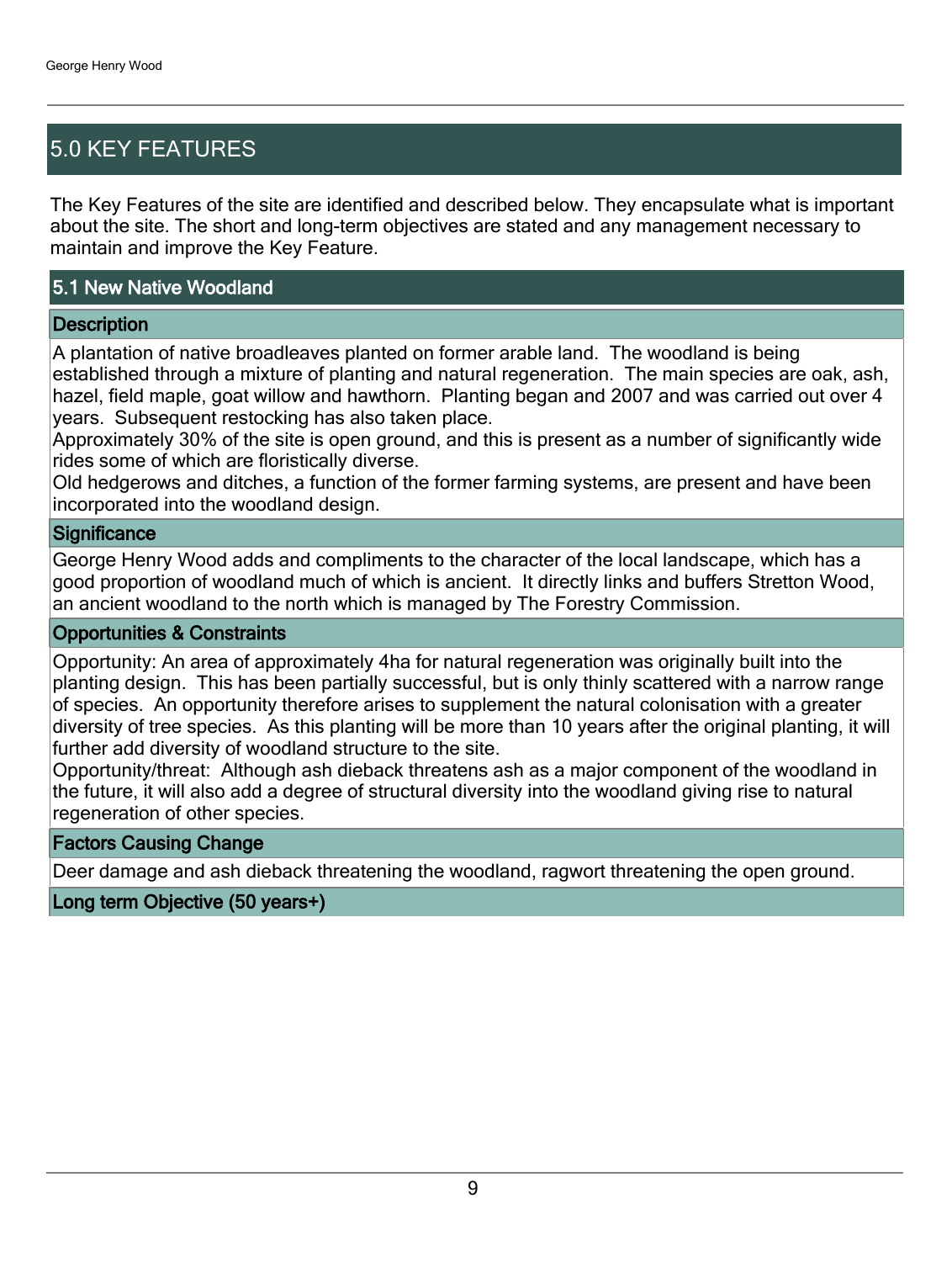## 5.0 KEY FEATURES

The Key Features of the site are identified and described below. They encapsulate what is important about the site. The short and long-term objectives are stated and any management necessary to maintain and improve the Key Feature.

### 5.1 New Native Woodland

#### Description

A plantation of native broadleaves planted on former arable land. The woodland is being established through a mixture of planting and natural regeneration. The main species are oak, ash, hazel, field maple, goat willow and hawthorn. Planting began and 2007 and was carried out over 4 years. Subsequent restocking has also taken place.
Approximately 30% of the site is open ground, and this is present as a number of significantly wide rides some of which are floristically diverse.
Old hedgerows and ditches, a function of the former farming systems, are present and have been incorporated into the woodland design.

#### Significance

George Henry Wood adds and compliments to the character of the local landscape, which has a good proportion of woodland much of which is ancient. It directly links and buffers Stretton Wood, an ancient woodland to the north which is managed by The Forestry Commission.

#### Opportunities & Constraints

Opportunity: An area of approximately 4ha for natural regeneration was originally built into the planting design. This has been partially successful, but is only thinly scattered with a narrow range of species. An opportunity therefore arises to supplement the natural colonisation with a greater diversity of tree species. As this planting will be more than 10 years after the original planting, it will further add diversity of woodland structure to the site.
Opportunity/threat: Although ash dieback threatens ash as a major component of the woodland in the future, it will also add a degree of structural diversity into the woodland giving rise to natural regeneration of other species.

#### Factors Causing Change

Deer damage and ash dieback threatening the woodland, ragwort threatening the open ground.

#### Long term Objective (50 years+)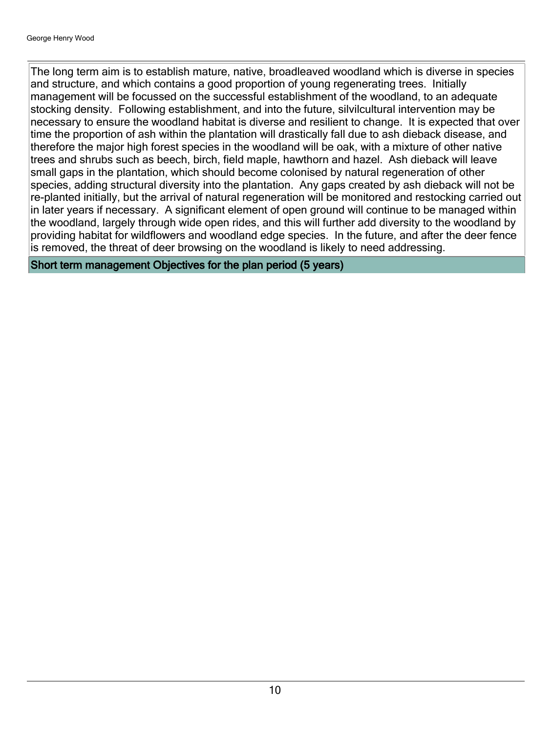The long term aim is to establish mature, native, broadleaved woodland which is diverse in species and structure, and which contains a good proportion of young regenerating trees. Initially management will be focussed on the successful establishment of the woodland, to an adequate stocking density. Following establishment, and into the future, silvilcultural intervention may be necessary to ensure the woodland habitat is diverse and resilient to change. It is expected that over time the proportion of ash within the plantation will drastically fall due to ash dieback disease, and therefore the major high forest species in the woodland will be oak, with a mixture of other native trees and shrubs such as beech, birch, field maple, hawthorn and hazel. Ash dieback will leave small gaps in the plantation, which should become colonised by natural regeneration of other species, adding structural diversity into the plantation. Any gaps created by ash dieback will not be re-planted initially, but the arrival of natural regeneration will be monitored and restocking carried out in later years if necessary. A significant element of open ground will continue to be managed within the woodland, largely through wide open rides, and this will further add diversity to the woodland by providing habitat for wildflowers and woodland edge species. In the future, and after the deer fence is removed, the threat of deer browsing on the woodland is likely to need addressing.

### Short term management Objectives for the plan period (5 years)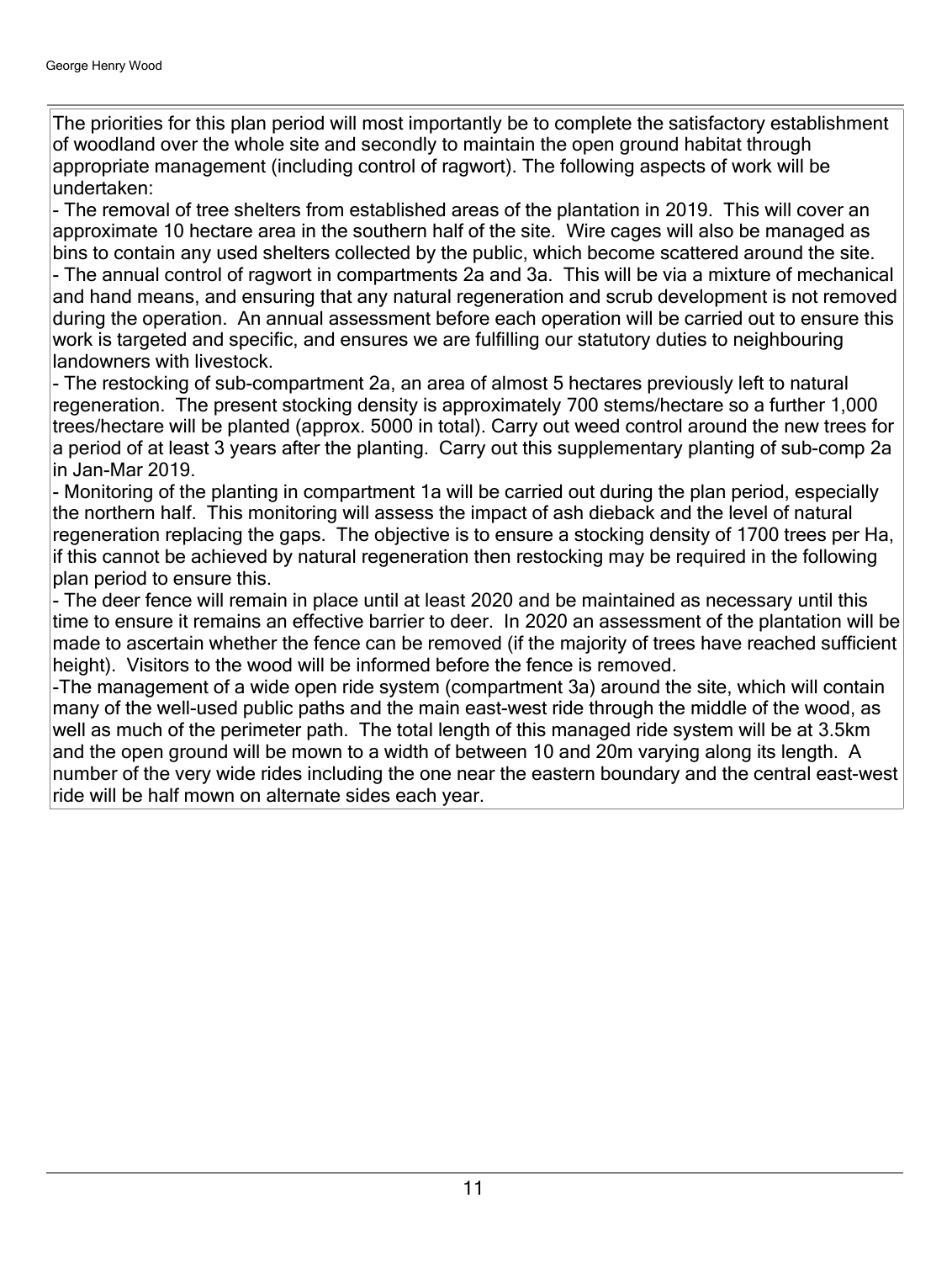The priorities for this plan period will most importantly be to complete the satisfactory establishment of woodland over the whole site and secondly to maintain the open ground habitat through appropriate management (including control of ragwort). The following aspects of work will be undertaken:

- The removal of tree shelters from established areas of the plantation in 2019. This will cover an approximate 10 hectare area in the southern half of the site. Wire cages will also be managed as bins to contain any used shelters collected by the public, which become scattered around the site.
- The annual control of ragwort in compartments 2a and 3a. This will be via a mixture of mechanical and hand means, and ensuring that any natural regeneration and scrub development is not removed during the operation. An annual assessment before each operation will be carried out to ensure this work is targeted and specific, and ensures we are fulfilling our statutory duties to neighbouring landowners with livestock.
- The restocking of sub-compartment 2a, an area of almost 5 hectares previously left to natural regeneration. The present stocking density is approximately 700 stems/hectare so a further 1,000 trees/hectare will be planted (approx. 5000 in total). Carry out weed control around the new trees for a period of at least 3 years after the planting. Carry out this supplementary planting of sub-comp 2a in Jan-Mar 2019.
- Monitoring of the planting in compartment 1a will be carried out during the plan period, especially the northern half. This monitoring will assess the impact of ash dieback and the level of natural regeneration replacing the gaps. The objective is to ensure a stocking density of 1700 trees per Ha, if this cannot be achieved by natural regeneration then restocking may be required in the following plan period to ensure this.
- The deer fence will remain in place until at least 2020 and be maintained as necessary until this time to ensure it remains an effective barrier to deer. In 2020 an assessment of the plantation will be made to ascertain whether the fence can be removed (if the majority of trees have reached sufficient height). Visitors to the wood will be informed before the fence is removed.
- The management of a wide open ride system (compartment 3a) around the site, which will contain many of the well-used public paths and the main east-west ride through the middle of the wood, as well as much of the perimeter path. The total length of this managed ride system will be at 3.5km and the open ground will be mown to a width of between 10 and 20m varying along its length. A number of the very wide rides including the one near the eastern boundary and the central east-west ride will be half mown on alternate sides each year.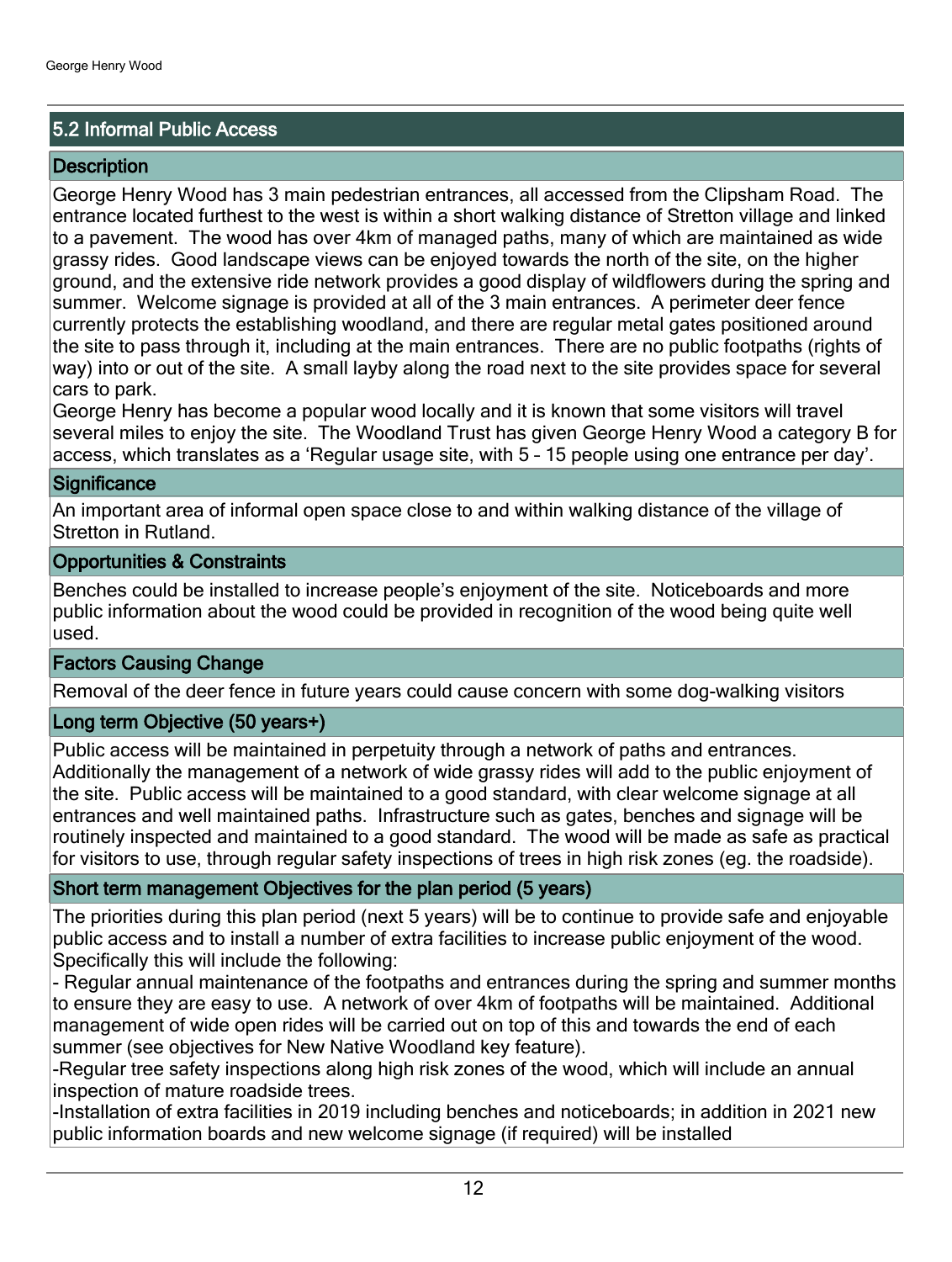## 5.2 Informal Public Access

### Description

George Henry Wood has 3 main pedestrian entrances, all accessed from the Clipsham Road. The entrance located furthest to the west is within a short walking distance of Stretton village and linked to a pavement. The wood has over 4km of managed paths, many of which are maintained as wide grassy rides. Good landscape views can be enjoyed towards the north of the site, on the higher ground, and the extensive ride network provides a good display of wildflowers during the spring and summer. Welcome signage is provided at all of the 3 main entrances. A perimeter deer fence currently protects the establishing woodland, and there are regular metal gates positioned around the site to pass through it, including at the main entrances. There are no public footpaths (rights of way) into or out of the site. A small layby along the road next to the site provides space for several cars to park.

George Henry has become a popular wood locally and it is known that some visitors will travel several miles to enjoy the site. The Woodland Trust has given George Henry Wood a category B for access, which translates as a 'Regular usage site, with 5 – 15 people using one entrance per day'.

### Significance

An important area of informal open space close to and within walking distance of the village of Stretton in Rutland.

### Opportunities & Constraints

Benches could be installed to increase people's enjoyment of the site. Noticeboards and more public information about the wood could be provided in recognition of the wood being quite well used.

### Factors Causing Change

Removal of the deer fence in future years could cause concern with some dog-walking visitors

### Long term Objective (50 years+)

Public access will be maintained in perpetuity through a network of paths and entrances. Additionally the management of a network of wide grassy rides will add to the public enjoyment of the site. Public access will be maintained to a good standard, with clear welcome signage at all entrances and well maintained paths. Infrastructure such as gates, benches and signage will be routinely inspected and maintained to a good standard. The wood will be made as safe as practical for visitors to use, through regular safety inspections of trees in high risk zones (eg. the roadside).

### Short term management Objectives for the plan period (5 years)

The priorities during this plan period (next 5 years) will be to continue to provide safe and enjoyable public access and to install a number of extra facilities to increase public enjoyment of the wood. Specifically this will include the following:

- Regular annual maintenance of the footpaths and entrances during the spring and summer months to ensure they are easy to use. A network of over 4km of footpaths will be maintained. Additional management of wide open rides will be carried out on top of this and towards the end of each summer (see objectives for New Native Woodland key feature).
- Regular tree safety inspections along high risk zones of the wood, which will include an annual inspection of mature roadside trees.
- Installation of extra facilities in 2019 including benches and noticeboards; in addition in 2021 new public information boards and new welcome signage (if required) will be installed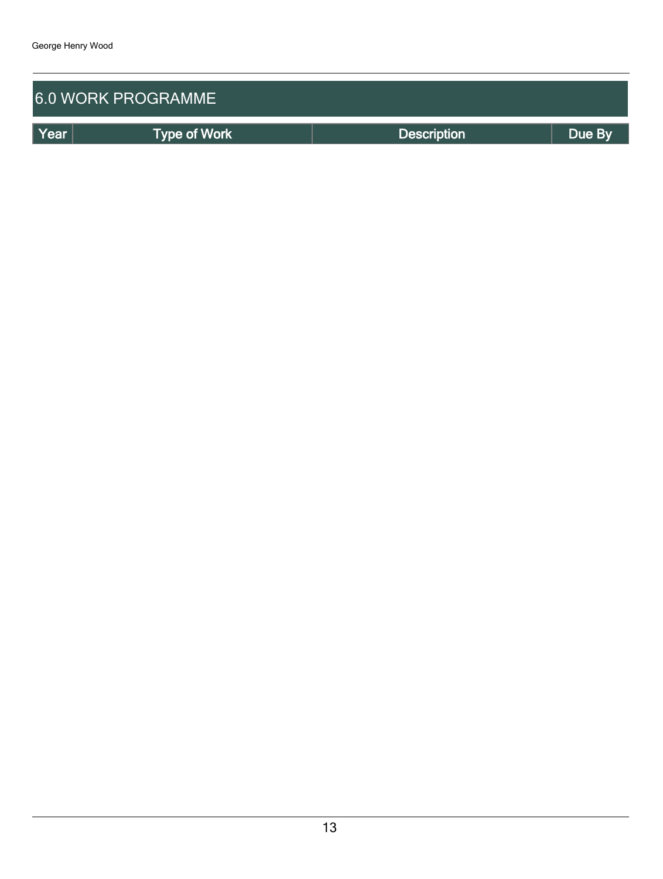## 6.0 WORK PROGRAMME

| Year | Type of Work | Description | Due By |
|---|---|---|---|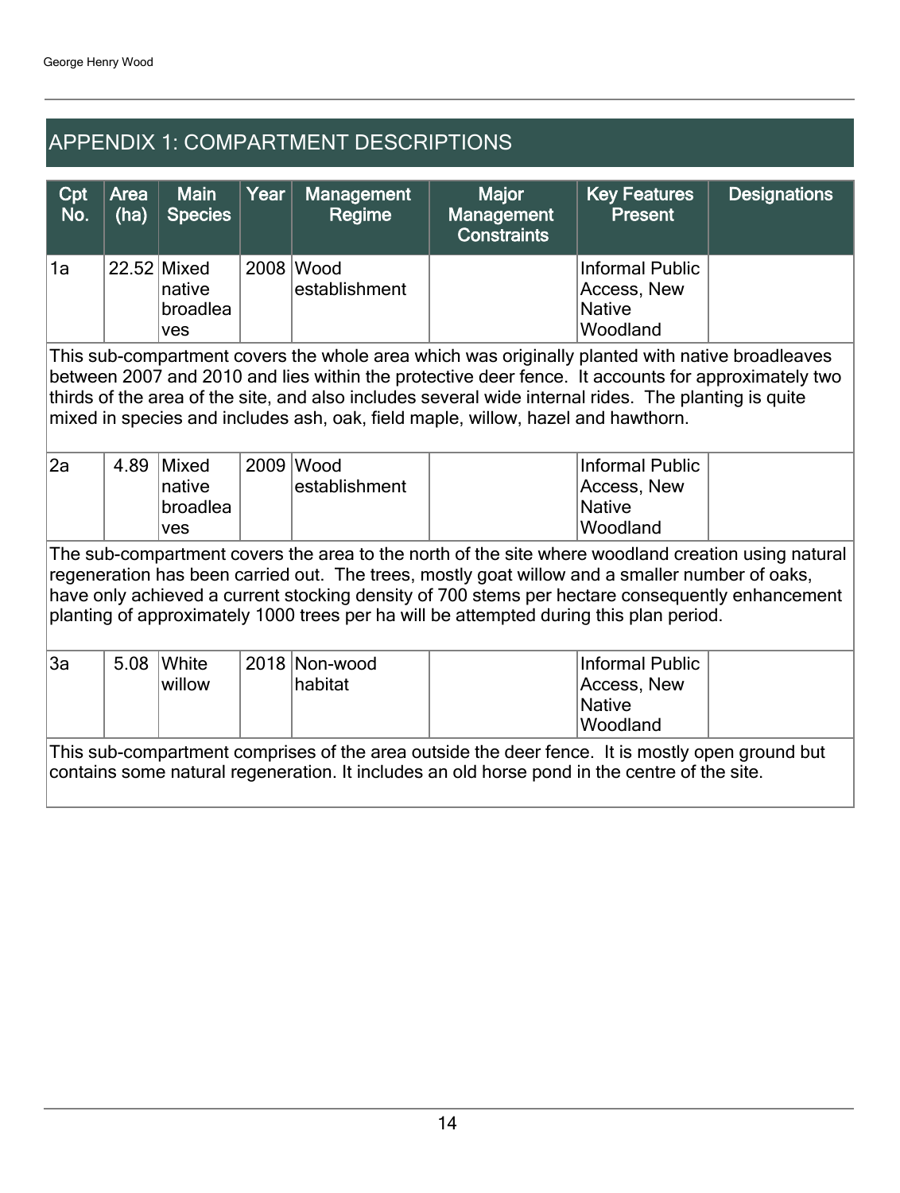# APPENDIX 1: COMPARTMENT DESCRIPTIONS

| Cpt No. | Area (ha) | Main Species | Year | Management Regime | Major Management Constraints | Key Features Present | Designations |
|---|---|---|---|---|---|---|---|
| 1a | 22.52 | Mixed native broadleaves | 2008 | Wood establishment | | Informal Public Access, New Native Woodland | |
| This sub-compartment covers the whole area which was originally planted with native broadleaves between 2007 and 2010 and lies within the protective deer fence. It accounts for approximately two thirds of the area of the site, and also includes several wide internal rides. The planting is quite mixed in species and includes ash, oak, field maple, willow, hazel and hawthorn. | | | | | | | |
| 2a | 4.89 | Mixed native broadleaves | 2009 | Wood establishment | | Informal Public Access, New Native Woodland | |
| The sub-compartment covers the area to the north of the site where woodland creation using natural regeneration has been carried out. The trees, mostly goat willow and a smaller number of oaks, have only achieved a current stocking density of 700 stems per hectare consequently enhancement planting of approximately 1000 trees per ha will be attempted during this plan period. | | | | | | | |
| 3a | 5.08 | White willow | 2018 | Non-wood habitat | | Informal Public Access, New Native Woodland | |
| This sub-compartment comprises of the area outside the deer fence. It is mostly open ground but contains some natural regeneration. It includes an old horse pond in the centre of the site. | | | | | | | |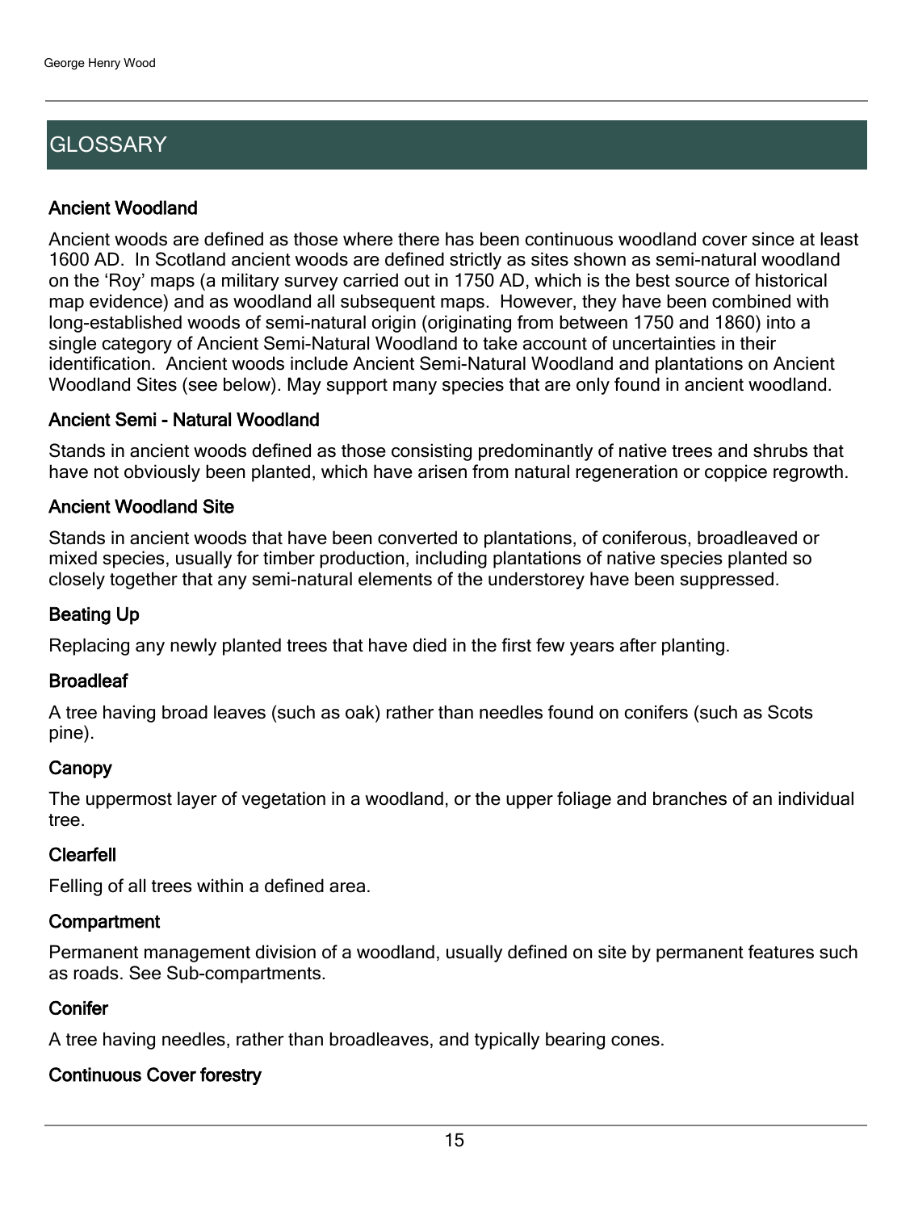## GLOSSARY

### Ancient Woodland

Ancient woods are defined as those where there has been continuous woodland cover since at least 1600 AD. In Scotland ancient woods are defined strictly as sites shown as semi-natural woodland on the 'Roy' maps (a military survey carried out in 1750 AD, which is the best source of historical map evidence) and as woodland all subsequent maps. However, they have been combined with long-established woods of semi-natural origin (originating from between 1750 and 1860) into a single category of Ancient Semi-Natural Woodland to take account of uncertainties in their identification. Ancient woods include Ancient Semi-Natural Woodland and plantations on Ancient Woodland Sites (see below). May support many species that are only found in ancient woodland.

### Ancient Semi - Natural Woodland

Stands in ancient woods defined as those consisting predominantly of native trees and shrubs that have not obviously been planted, which have arisen from natural regeneration or coppice regrowth.

### Ancient Woodland Site

Stands in ancient woods that have been converted to plantations, of coniferous, broadleaved or mixed species, usually for timber production, including plantations of native species planted so closely together that any semi-natural elements of the understorey have been suppressed.

### Beating Up

Replacing any newly planted trees that have died in the first few years after planting.

### Broadleaf

A tree having broad leaves (such as oak) rather than needles found on conifers (such as Scots pine).

### Canopy

The uppermost layer of vegetation in a woodland, or the upper foliage and branches of an individual tree.

### Clearfell

Felling of all trees within a defined area.

### Compartment

Permanent management division of a woodland, usually defined on site by permanent features such as roads. See Sub-compartments.

### Conifer

A tree having needles, rather than broadleaves, and typically bearing cones.

### Continuous Cover forestry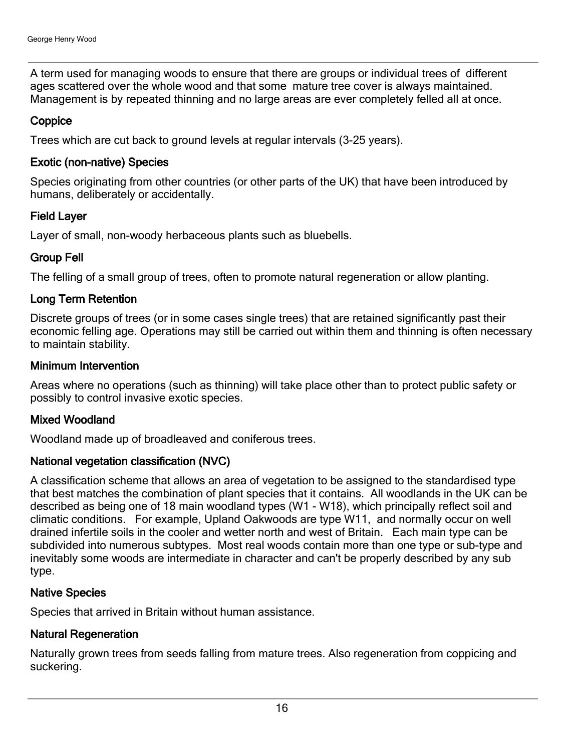A term used for managing woods to ensure that there are groups or individual trees of different ages scattered over the whole wood and that some mature tree cover is always maintained. Management is by repeated thinning and no large areas are ever completely felled all at once.

### Coppice

Trees which are cut back to ground levels at regular intervals (3-25 years).

### Exotic (non-native) Species

Species originating from other countries (or other parts of the UK) that have been introduced by humans, deliberately or accidentally.

### Field Layer

Layer of small, non-woody herbaceous plants such as bluebells.

### Group Fell

The felling of a small group of trees, often to promote natural regeneration or allow planting.

### Long Term Retention

Discrete groups of trees (or in some cases single trees) that are retained significantly past their economic felling age. Operations may still be carried out within them and thinning is often necessary to maintain stability.

### Minimum Intervention

Areas where no operations (such as thinning) will take place other than to protect public safety or possibly to control invasive exotic species.

### Mixed Woodland

Woodland made up of broadleaved and coniferous trees.

### National vegetation classification (NVC)

A classification scheme that allows an area of vegetation to be assigned to the standardised type that best matches the combination of plant species that it contains. All woodlands in the UK can be described as being one of 18 main woodland types (W1 - W18), which principally reflect soil and climatic conditions. For example, Upland Oakwoods are type W11, and normally occur on well drained infertile soils in the cooler and wetter north and west of Britain. Each main type can be subdivided into numerous subtypes. Most real woods contain more than one type or sub-type and inevitably some woods are intermediate in character and can't be properly described by any sub type.

### Native Species

Species that arrived in Britain without human assistance.

### Natural Regeneration

Naturally grown trees from seeds falling from mature trees. Also regeneration from coppicing and suckering.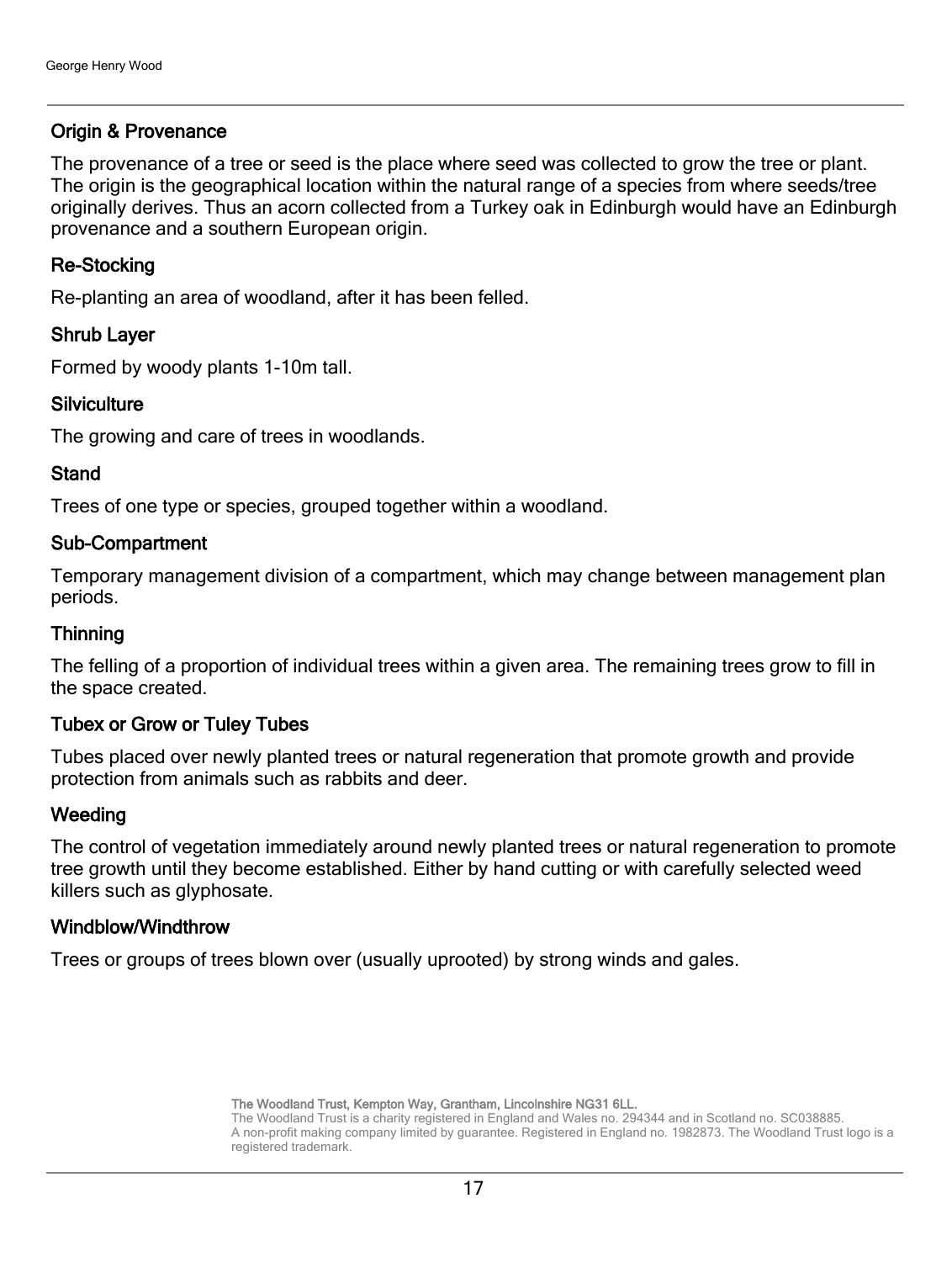### Origin & Provenance

The provenance of a tree or seed is the place where seed was collected to grow the tree or plant. The origin is the geographical location within the natural range of a species from where seeds/tree originally derives. Thus an acorn collected from a Turkey oak in Edinburgh would have an Edinburgh provenance and a southern European origin.

### Re-Stocking

Re-planting an area of woodland, after it has been felled.

### Shrub Layer

Formed by woody plants 1-10m tall.

### Silviculture

The growing and care of trees in woodlands.

### Stand

Trees of one type or species, grouped together within a woodland.

### Sub-Compartment

Temporary management division of a compartment, which may change between management plan periods.

### Thinning

The felling of a proportion of individual trees within a given area. The remaining trees grow to fill in the space created.

### Tubex or Grow or Tuley Tubes

Tubes placed over newly planted trees or natural regeneration that promote growth and provide protection from animals such as rabbits and deer.

### Weeding

The control of vegetation immediately around newly planted trees or natural regeneration to promote tree growth until they become established. Either by hand cutting or with carefully selected weed killers such as glyphosate.

### Windblow/Windthrow

Trees or groups of trees blown over (usually uprooted) by strong winds and gales.